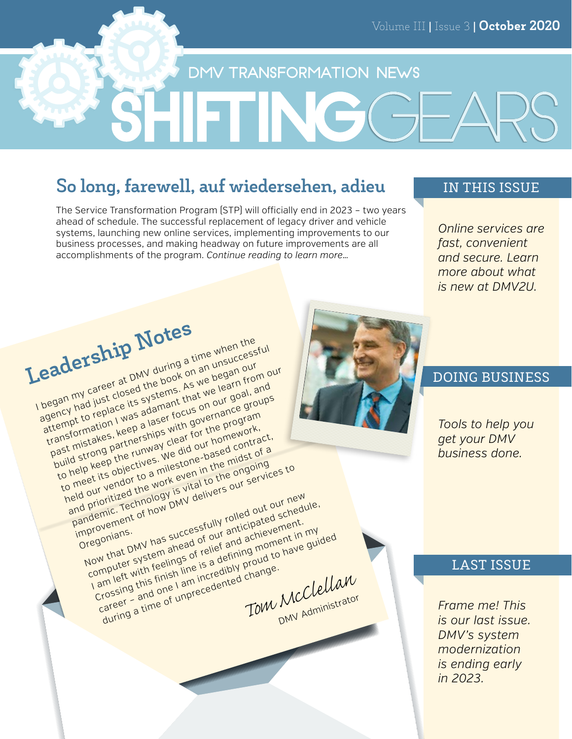# DMV TRANSFORMATION NEWS

# SHIFTING GEARS

## So long, farewell, auf wiedersehen, adieu

The Service Transformation Program (STP) will officially end in 2023 – two years ahead of schedule. The successful replacement of legacy driver and vehicle systems, launching new online services, implementing improvements to our business processes, and making headway on future improvements are all accomplishments of the program. *Continue reading to learn more...*

## Leadership Notes

I began my career at DMV during a time when the agency had just closed the book on an unsuccessful attempt to replace its systems. As we began our transformation I was adamant that we learn from our past mistakes, keep a laser focus on our goal, and build strong partnerships with governance groups to help keep the runway clear for the program to meet its objectives. We did our homework, held our vendor to a milestone-based contract, and prioritized the work even in the midst of a pandemic. Technology is vital to the ongoing improvement of how DMV delivers our services to Oregonians.

Now that DMV has successfully rolled out our new computer system ahead of our anticipated schedule, I am left with feelings of relief and achievement. Crossing this finish line is a defining moment in my career – and one I am incredibly proud to have guided during a time of unprecedented change.

Tom McClellan
DMV Administrator

### IN THIS ISSUE

*Online services are fast, convenient and secure. Learn more about what is new at DMV2U.*

### DOING BUSINESS

*Tools to help you get your DMV business done.*

### LAST ISSUE

*Frame me! This is our last issue. DMV's system modernization is ending early in 2023.*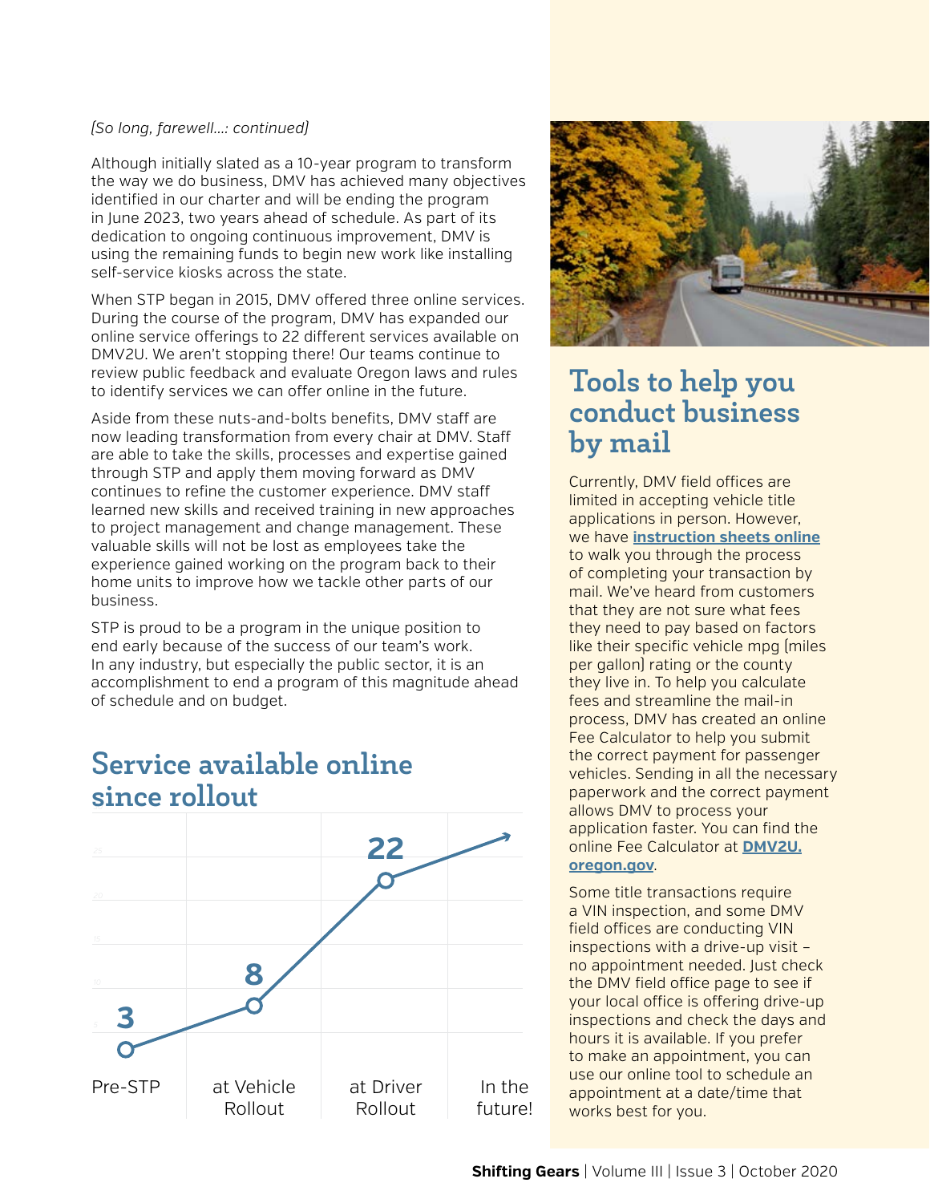*(So long, farewell...: continued)*

Although initially slated as a 10-year program to transform the way we do business, DMV has achieved many objectives identified in our charter and will be ending the program in June 2023, two years ahead of schedule. As part of its dedication to ongoing continuous improvement, DMV is using the remaining funds to begin new work like installing self-service kiosks across the state.

When STP began in 2015, DMV offered three online services. During the course of the program, DMV has expanded our online service offerings to 22 different services available on DMV2U. We aren't stopping there! Our teams continue to review public feedback and evaluate Oregon laws and rules to identify services we can offer online in the future.

Aside from these nuts-and-bolts benefits, DMV staff are now leading transformation from every chair at DMV. Staff are able to take the skills, processes and expertise gained through STP and apply them moving forward as DMV continues to refine the customer experience. DMV staff learned new skills and received training in new approaches to project management and change management. These valuable skills will not be lost as employees take the experience gained working on the program back to their home units to improve how we tackle other parts of our business.

STP is proud to be a program in the unique position to end early because of the success of our team's work. In any industry, but especially the public sector, it is an accomplishment to end a program of this magnitude ahead of schedule and on budget.

## Service available online since rollout

| Pre-STP | at Vehicle Rollout | at Driver Rollout | In the future! |
|---|---|---|---|
| 3 | 8 | 22 | ↗ |

## Tools to help you conduct business by mail

Currently, DMV field offices are limited in accepting vehicle title applications in person. However, we have **instruction sheets online** to walk you through the process of completing your transaction by mail. We've heard from customers that they are not sure what fees they need to pay based on factors like their specific vehicle mpg (miles per gallon) rating or the county they live in. To help you calculate fees and streamline the mail-in process, DMV has created an online Fee Calculator to help you submit the correct payment for passenger vehicles. Sending in all the necessary paperwork and the correct payment allows DMV to process your application faster. You can find the online Fee Calculator at **DMV2U.oregon.gov**.

Some title transactions require a VIN inspection, and some DMV field offices are conducting VIN inspections with a drive-up visit – no appointment needed. Just check the DMV field office page to see if your local office is offering drive-up inspections and check the days and hours it is available. If you prefer to make an appointment, you can use our online tool to schedule an appointment at a date/time that works best for you.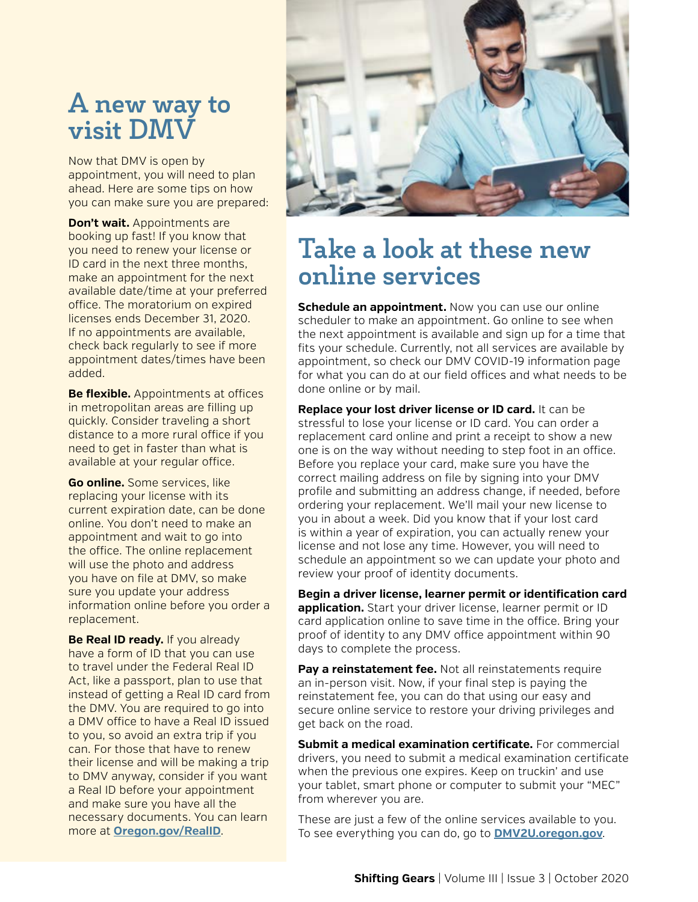# A new way to visit DMV

Now that DMV is open by appointment, you will need to plan ahead. Here are some tips on how you can make sure you are prepared:

**Don't wait.** Appointments are booking up fast! If you know that you need to renew your license or ID card in the next three months, make an appointment for the next available date/time at your preferred office. The moratorium on expired licenses ends December 31, 2020. If no appointments are available, check back regularly to see if more appointment dates/times have been added.

**Be flexible.** Appointments at offices in metropolitan areas are filling up quickly. Consider traveling a short distance to a more rural office if you need to get in faster than what is available at your regular office.

**Go online.** Some services, like replacing your license with its current expiration date, can be done online. You don't need to make an appointment and wait to go into the office. The online replacement will use the photo and address you have on file at DMV, so make sure you update your address information online before you order a replacement.

**Be Real ID ready.** If you already have a form of ID that you can use to travel under the Federal Real ID Act, like a passport, plan to use that instead of getting a Real ID card from the DMV. You are required to go into a DMV office to have a Real ID issued to you, so avoid an extra trip if you can. For those that have to renew their license and will be making a trip to DMV anyway, consider if you want a Real ID before your appointment and make sure you have all the necessary documents. You can learn more at **Oregon.gov/RealID**.

# Take a look at these new online services

**Schedule an appointment.** Now you can use our online scheduler to make an appointment. Go online to see when the next appointment is available and sign up for a time that fits your schedule. Currently, not all services are available by appointment, so check our DMV COVID-19 information page for what you can do at our field offices and what needs to be done online or by mail.

**Replace your lost driver license or ID card.** It can be stressful to lose your license or ID card. You can order a replacement card online and print a receipt to show a new one is on the way without needing to step foot in an office. Before you replace your card, make sure you have the correct mailing address on file by signing into your DMV profile and submitting an address change, if needed, before ordering your replacement. We'll mail your new license to you in about a week. Did you know that if your lost card is within a year of expiration, you can actually renew your license and not lose any time. However, you will need to schedule an appointment so we can update your photo and review your proof of identity documents.

**Begin a driver license, learner permit or identification card application.** Start your driver license, learner permit or ID card application online to save time in the office. Bring your proof of identity to any DMV office appointment within 90 days to complete the process.

**Pay a reinstatement fee.** Not all reinstatements require an in-person visit. Now, if your final step is paying the reinstatement fee, you can do that using our easy and secure online service to restore your driving privileges and get back on the road.

**Submit a medical examination certificate.** For commercial drivers, you need to submit a medical examination certificate when the previous one expires. Keep on truckin' and use your tablet, smart phone or computer to submit your "MEC" from wherever you are.

These are just a few of the online services available to you. To see everything you can do, go to **DMV2U.oregon.gov**.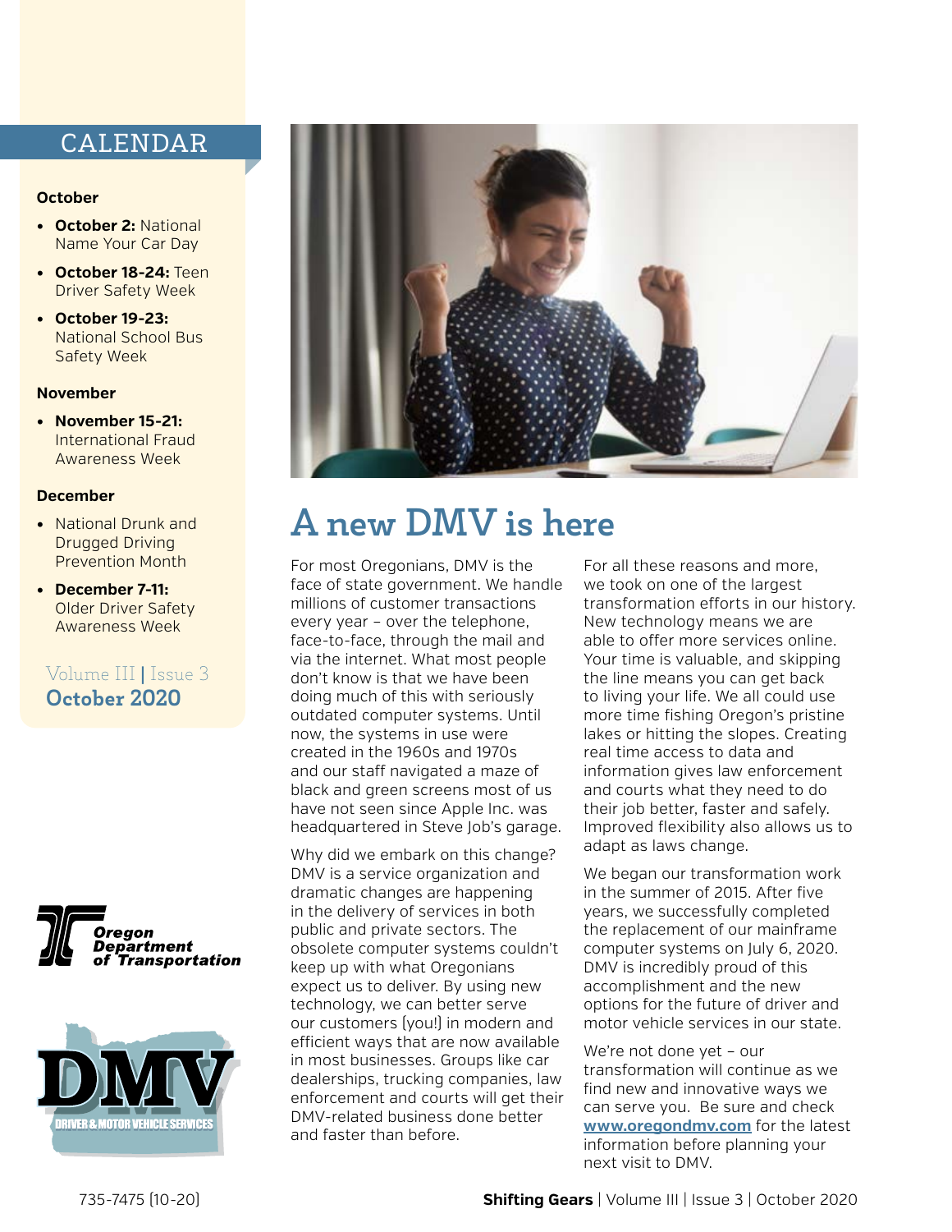## CALENDAR

**October**

- **October 2:** National Name Your Car Day
- **October 18-24:** Teen Driver Safety Week
- **October 19-23:** National School Bus Safety Week

**November**

- **November 15-21:** International Fraud Awareness Week

**December**

- National Drunk and Drugged Driving Prevention Month
- **December 7-11:** Older Driver Safety Awareness Week

Volume III | Issue 3
**October 2020**

Oregon Department of Transportation

DMV DRIVER & MOTOR VEHICLE SERVICES

# A new DMV is here

For most Oregonians, DMV is the face of state government. We handle millions of customer transactions every year – over the telephone, face-to-face, through the mail and via the internet. What most people don't know is that we have been doing much of this with seriously outdated computer systems. Until now, the systems in use were created in the 1960s and 1970s and our staff navigated a maze of black and green screens most of us have not seen since Apple Inc. was headquartered in Steve Job's garage.

Why did we embark on this change? DMV is a service organization and dramatic changes are happening in the delivery of services in both public and private sectors. The obsolete computer systems couldn't keep up with what Oregonians expect us to deliver. By using new technology, we can better serve our customers (you!) in modern and efficient ways that are now available in most businesses. Groups like car dealerships, trucking companies, law enforcement and courts will get their DMV-related business done better and faster than before.

For all these reasons and more, we took on one of the largest transformation efforts in our history. New technology means we are able to offer more services online. Your time is valuable, and skipping the line means you can get back to living your life. We all could use more time fishing Oregon's pristine lakes or hitting the slopes. Creating real time access to data and information gives law enforcement and courts what they need to do their job better, faster and safely. Improved flexibility also allows us to adapt as laws change.

We began our transformation work in the summer of 2015. After five years, we successfully completed the replacement of our mainframe computer systems on July 6, 2020. DMV is incredibly proud of this accomplishment and the new options for the future of driver and motor vehicle services in our state.

We're not done yet – our transformation will continue as we find new and innovative ways we can serve you. Be sure and check **www.oregondmv.com** for the latest information before planning your next visit to DMV.

735-7475 (10-20)